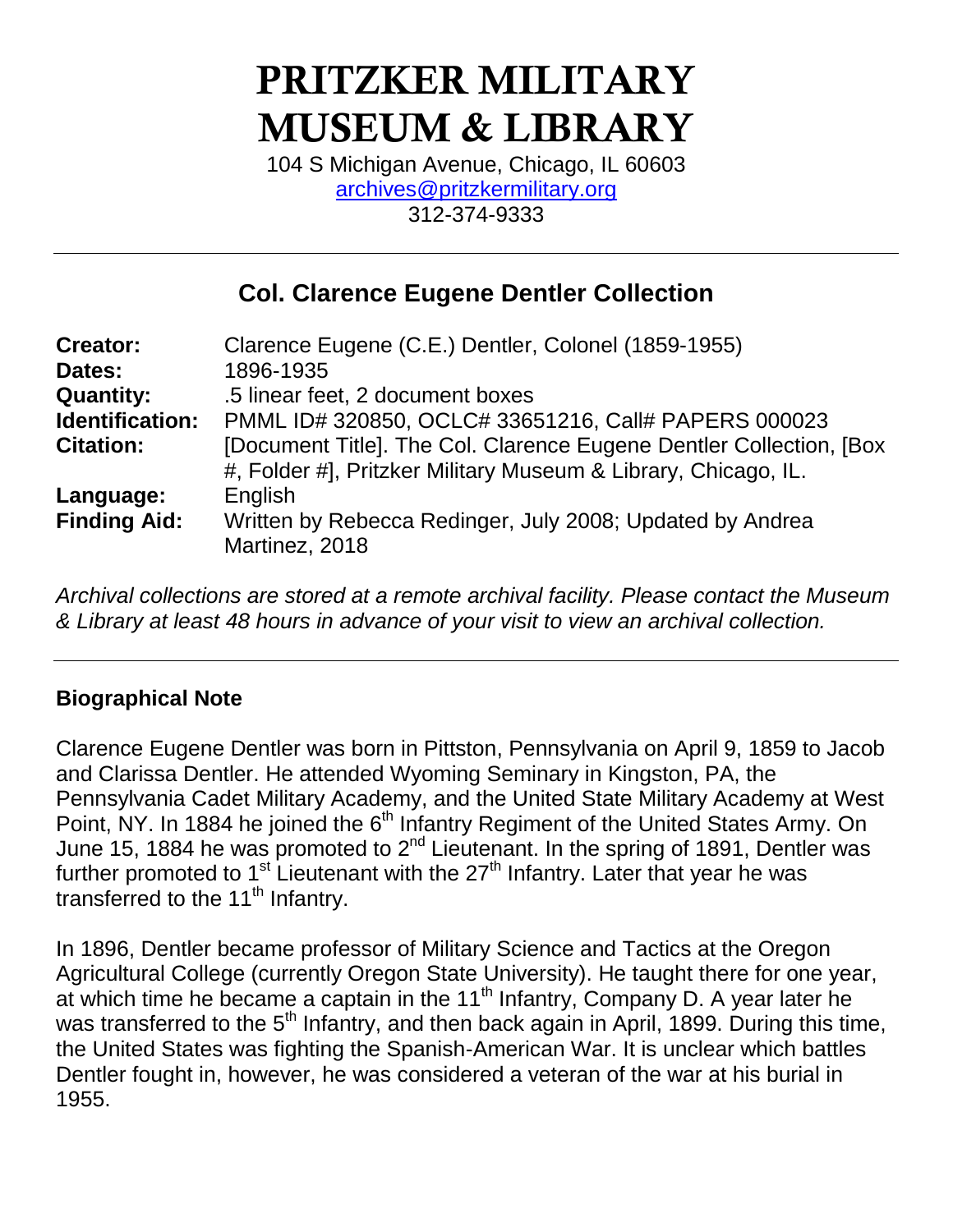# PRITZKER MILITARY MUSEUM & LIBRARY

104 S Michigan Avenue, Chicago, IL 60603
archives@pritzkermilitary.org
312-374-9333

---

## Col. Clarence Eugene Dentler Collection

| | |
|---|---|
| **Creator:** | Clarence Eugene (C.E.) Dentler, Colonel (1859-1955) |
| **Dates:** | 1896-1935 |
| **Quantity:** | .5 linear feet, 2 document boxes |
| **Identification:** | PMML ID# 320850, OCLC# 33651216, Call# PAPERS 000023 |
| **Citation:** | [Document Title]. The Col. Clarence Eugene Dentler Collection, [Box #, Folder #], Pritzker Military Museum & Library, Chicago, IL. |
| **Language:** | English |
| **Finding Aid:** | Written by Rebecca Redinger, July 2008; Updated by Andrea Martinez, 2018 |

*Archival collections are stored at a remote archival facility. Please contact the Museum & Library at least 48 hours in advance of your visit to view an archival collection.*

---

### Biographical Note

Clarence Eugene Dentler was born in Pittston, Pennsylvania on April 9, 1859 to Jacob and Clarissa Dentler. He attended Wyoming Seminary in Kingston, PA, the Pennsylvania Cadet Military Academy, and the United State Military Academy at West Point, NY. In 1884 he joined the 6th Infantry Regiment of the United States Army. On June 15, 1884 he was promoted to 2nd Lieutenant. In the spring of 1891, Dentler was further promoted to 1st Lieutenant with the 27th Infantry. Later that year he was transferred to the 11th Infantry.

In 1896, Dentler became professor of Military Science and Tactics at the Oregon Agricultural College (currently Oregon State University). He taught there for one year, at which time he became a captain in the 11th Infantry, Company D. A year later he was transferred to the 5th Infantry, and then back again in April, 1899. During this time, the United States was fighting the Spanish-American War. It is unclear which battles Dentler fought in, however, he was considered a veteran of the war at his burial in 1955.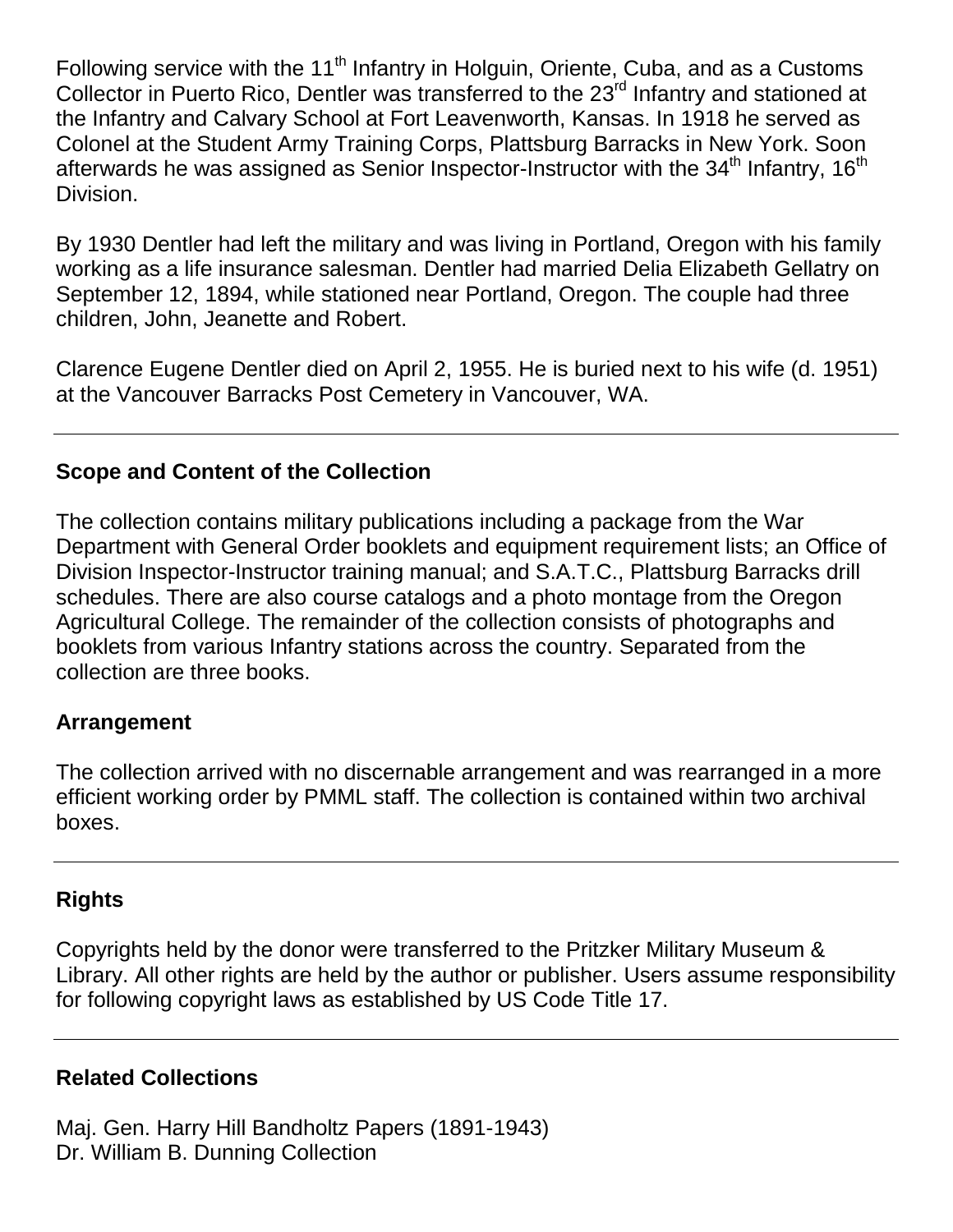Following service with the 11th Infantry in Holguin, Oriente, Cuba, and as a Customs Collector in Puerto Rico, Dentler was transferred to the 23rd Infantry and stationed at the Infantry and Calvary School at Fort Leavenworth, Kansas. In 1918 he served as Colonel at the Student Army Training Corps, Plattsburg Barracks in New York. Soon afterwards he was assigned as Senior Inspector-Instructor with the 34th Infantry, 16th Division.

By 1930 Dentler had left the military and was living in Portland, Oregon with his family working as a life insurance salesman. Dentler had married Delia Elizabeth Gellatry on September 12, 1894, while stationed near Portland, Oregon. The couple had three children, John, Jeanette and Robert.

Clarence Eugene Dentler died on April 2, 1955. He is buried next to his wife (d. 1951) at the Vancouver Barracks Post Cemetery in Vancouver, WA.

---

## Scope and Content of the Collection

The collection contains military publications including a package from the War Department with General Order booklets and equipment requirement lists; an Office of Division Inspector-Instructor training manual; and S.A.T.C., Plattsburg Barracks drill schedules. There are also course catalogs and a photo montage from the Oregon Agricultural College. The remainder of the collection consists of photographs and booklets from various Infantry stations across the country. Separated from the collection are three books.

## Arrangement

The collection arrived with no discernable arrangement and was rearranged in a more efficient working order by PMML staff. The collection is contained within two archival boxes.

---

## Rights

Copyrights held by the donor were transferred to the Pritzker Military Museum & Library. All other rights are held by the author or publisher. Users assume responsibility for following copyright laws as established by US Code Title 17.

---

## Related Collections

Maj. Gen. Harry Hill Bandholtz Papers (1891-1943)
Dr. William B. Dunning Collection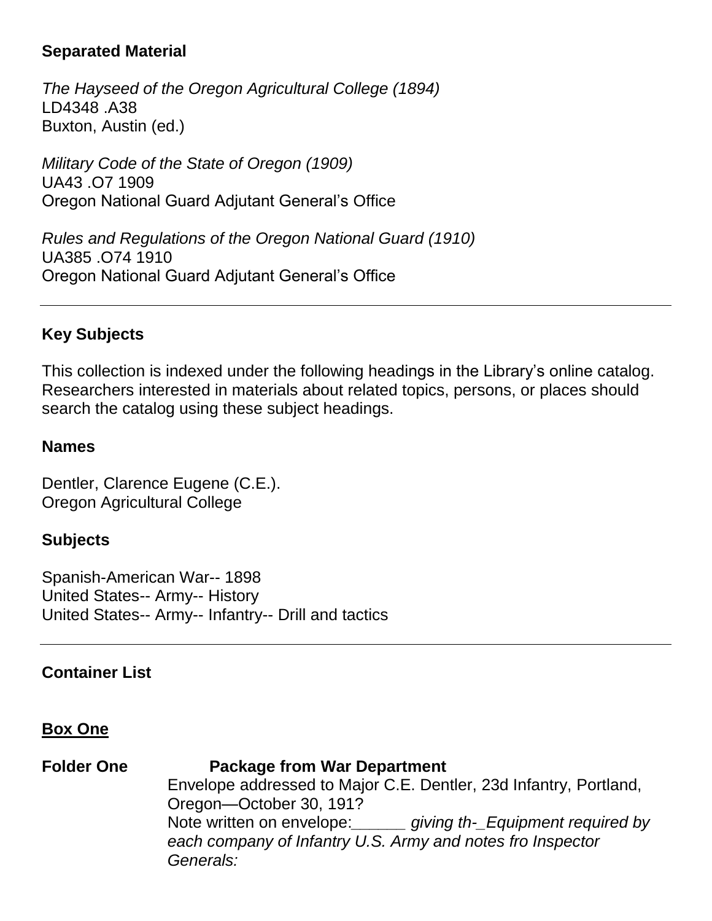**Separated Material**

*The Hayseed of the Oregon Agricultural College (1894)*
LD4348 .A38
Buxton, Austin (ed.)

*Military Code of the State of Oregon (1909)*
UA43 .O7 1909
Oregon National Guard Adjutant General's Office

*Rules and Regulations of the Oregon National Guard (1910)*
UA385 .O74 1910
Oregon National Guard Adjutant General's Office

---

**Key Subjects**

This collection is indexed under the following headings in the Library's online catalog. Researchers interested in materials about related topics, persons, or places should search the catalog using these subject headings.

**Names**

Dentler, Clarence Eugene (C.E.).
Oregon Agricultural College

**Subjects**

Spanish-American War-- 1898
United States-- Army-- History
United States-- Army-- Infantry-- Drill and tactics

---

**Container List**

**Box One**

**Folder One** **Package from War Department**
Envelope addressed to Major C.E. Dentler, 23d Infantry, Portland, Oregon—October 30, 191?
Note written on envelope:______ *giving th-_Equipment required by each company of Infantry U.S. Army and notes fro Inspector Generals:*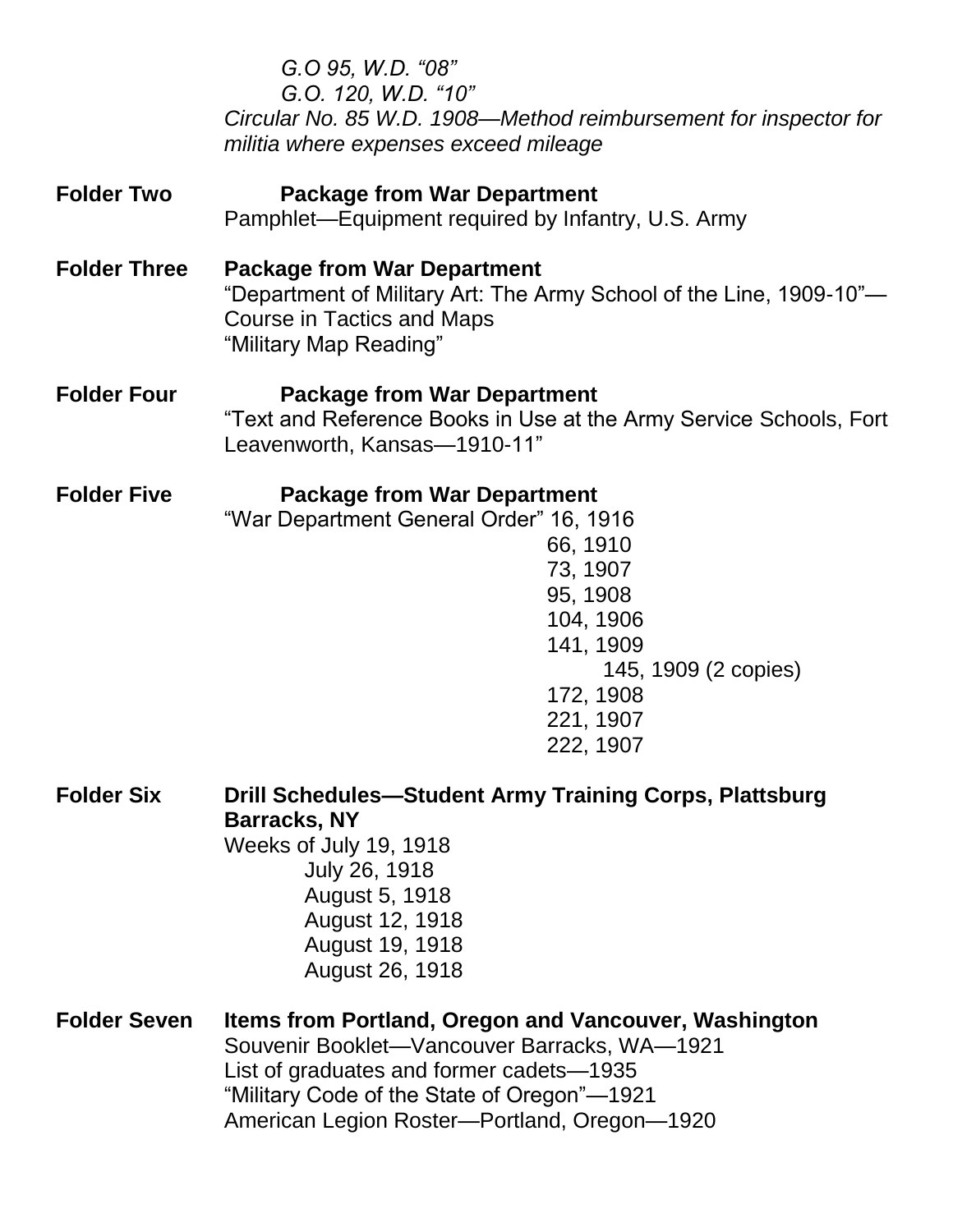*G.O 95, W.D. "08"*
*G.O. 120, W.D. "10"*
*Circular No. 85 W.D. 1908—Method reimbursement for inspector for militia where expenses exceed mileage*

**Folder Two** **Package from War Department**
Pamphlet—Equipment required by Infantry, U.S. Army

**Folder Three** **Package from War Department**
"Department of Military Art: The Army School of the Line, 1909-10"—Course in Tactics and Maps
"Military Map Reading"

**Folder Four** **Package from War Department**
"Text and Reference Books in Use at the Army Service Schools, Fort Leavenworth, Kansas—1910-11"

**Folder Five** **Package from War Department**
"War Department General Order" 16, 1916
66, 1910
73, 1907
95, 1908
104, 1906
141, 1909
145, 1909 (2 copies)
172, 1908
221, 1907
222, 1907

**Folder Six** **Drill Schedules—Student Army Training Corps, Plattsburg Barracks, NY**
Weeks of July 19, 1918
July 26, 1918
August 5, 1918
August 12, 1918
August 19, 1918
August 26, 1918

**Folder Seven** **Items from Portland, Oregon and Vancouver, Washington**
Souvenir Booklet—Vancouver Barracks, WA—1921
List of graduates and former cadets—1935
"Military Code of the State of Oregon"—1921
American Legion Roster—Portland, Oregon—1920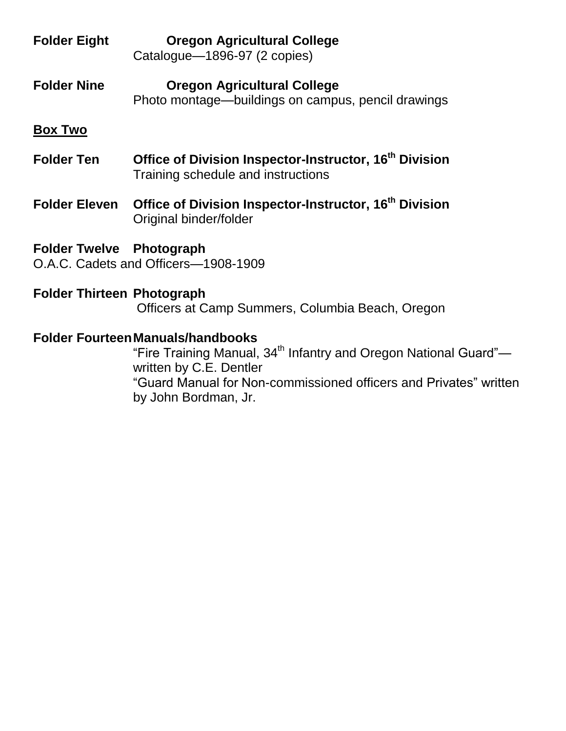**Folder Eight** **Oregon Agricultural College**
Catalogue—1896-97 (2 copies)

**Folder Nine** **Oregon Agricultural College**
Photo montage—buildings on campus, pencil drawings

**Box Two**

**Folder Ten** **Office of Division Inspector-Instructor, 16th Division**
Training schedule and instructions

**Folder Eleven** **Office of Division Inspector-Instructor, 16th Division**
Original binder/folder

**Folder Twelve** **Photograph**
O.A.C. Cadets and Officers—1908-1909

**Folder Thirteen** **Photograph**
Officers at Camp Summers, Columbia Beach, Oregon

**Folder Fourteen** **Manuals/handbooks**
"Fire Training Manual, 34th Infantry and Oregon National Guard"—written by C.E. Dentler
"Guard Manual for Non-commissioned officers and Privates" written by John Bordman, Jr.